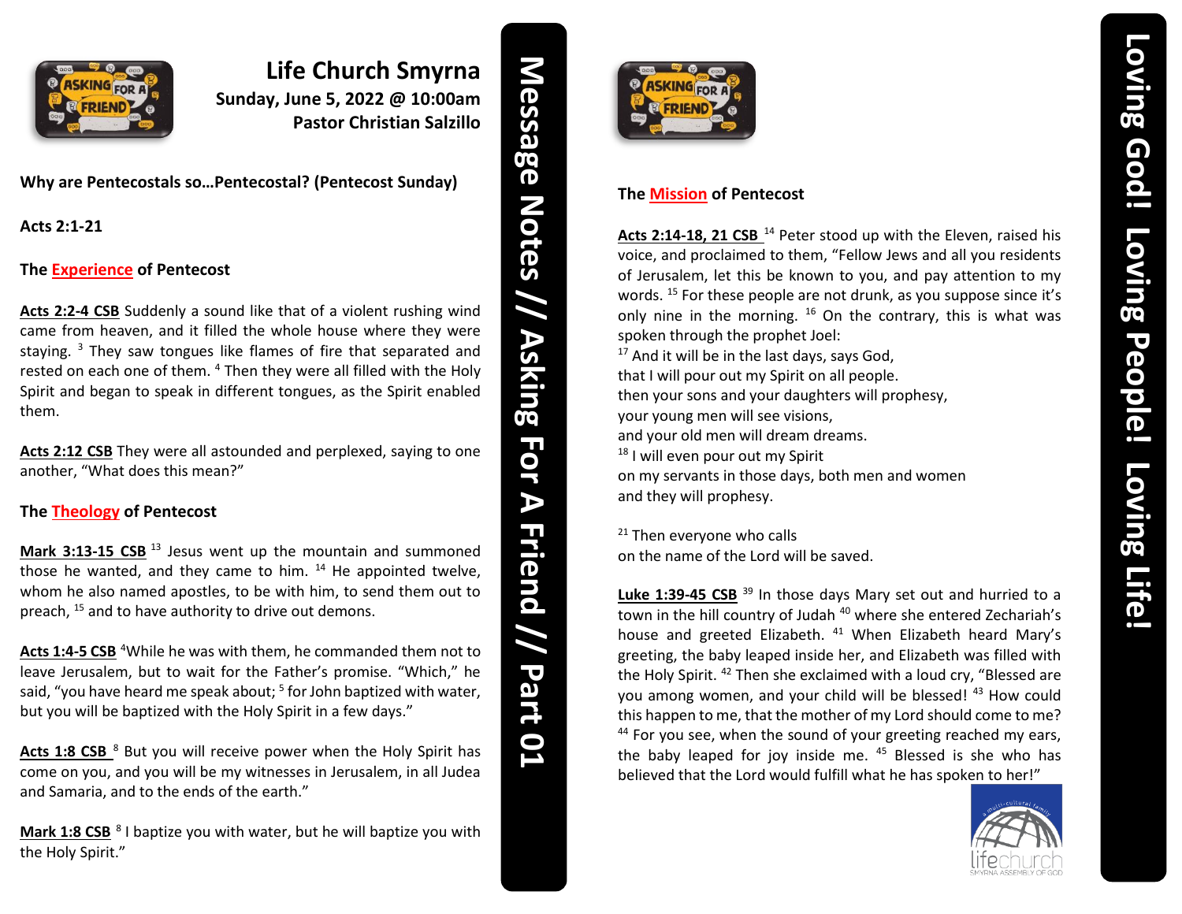# Life Church Smyrna

**Sunday, June 5, 2022 @ 10:00am**
**Pastor Christian Salzillo**

**Why are Pentecostals so…Pentecostal? (Pentecost Sunday)**

**Acts 2:1-21**

## The Experience of Pentecost

**Acts 2:2-4 CSB** Suddenly a sound like that of a violent rushing wind came from heaven, and it filled the whole house where they were staying. [3] They saw tongues like flames of fire that separated and rested on each one of them. [4] Then they were all filled with the Holy Spirit and began to speak in different tongues, as the Spirit enabled them.

**Acts 2:12 CSB** They were all astounded and perplexed, saying to one another, "What does this mean?"

## The Theology of Pentecost

**Mark 3:13-15 CSB** [13] Jesus went up the mountain and summoned those he wanted, and they came to him. [14] He appointed twelve, whom he also named apostles, to be with him, to send them out to preach, [15] and to have authority to drive out demons.

**Acts 1:4-5 CSB** [4]While he was with them, he commanded them not to leave Jerusalem, but to wait for the Father's promise. "Which," he said, "you have heard me speak about; [5] for John baptized with water, but you will be baptized with the Holy Spirit in a few days."

**Acts 1:8 CSB** [8] But you will receive power when the Holy Spirit has come on you, and you will be my witnesses in Jerusalem, in all Judea and Samaria, and to the ends of the earth."

**Mark 1:8 CSB** [8] I baptize you with water, but he will baptize you with the Holy Spirit."

**Message Notes // Asking For A Friend // Part 01**

## The Mission of Pentecost

**Acts 2:14-18, 21 CSB** [14] Peter stood up with the Eleven, raised his voice, and proclaimed to them, "Fellow Jews and all you residents of Jerusalem, let this be known to you, and pay attention to my words. [15] For these people are not drunk, as you suppose since it's only nine in the morning. [16] On the contrary, this is what was spoken through the prophet Joel:

[17] And it will be in the last days, says God,
that I will pour out my Spirit on all people.
then your sons and your daughters will prophesy,
your young men will see visions,
and your old men will dream dreams.
[18] I will even pour out my Spirit
on my servants in those days, both men and women
and they will prophesy.

[21] Then everyone who calls
on the name of the Lord will be saved.

**Luke 1:39-45 CSB** [39] In those days Mary set out and hurried to a town in the hill country of Judah [40] where she entered Zechariah's house and greeted Elizabeth. [41] When Elizabeth heard Mary's greeting, the baby leaped inside her, and Elizabeth was filled with the Holy Spirit. [42] Then she exclaimed with a loud cry, "Blessed are you among women, and your child will be blessed! [43] How could this happen to me, that the mother of my Lord should come to me? [44] For you see, when the sound of your greeting reached my ears, the baby leaped for joy inside me. [45] Blessed is she who has believed that the Lord would fulfill what he has spoken to her!"

**Loving God! Loving People! Loving Life!**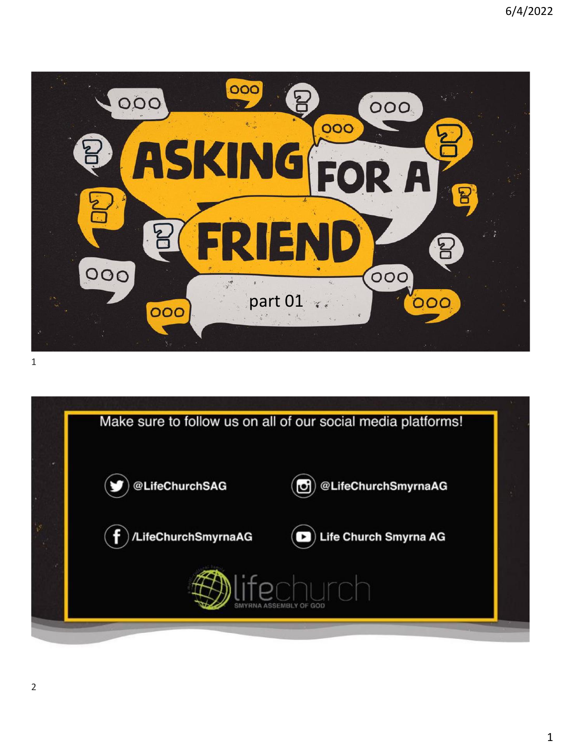# ASKING FOR A FRIEND

part 01

Make sure to follow us on all of our social media platforms!

@LifeChurchSAG

@LifeChurchSmyrnaAG

/LifeChurchSmyrnaAG

Life Church Smyrna AG

lifechurch
SMYRNA ASSEMBLY OF GOD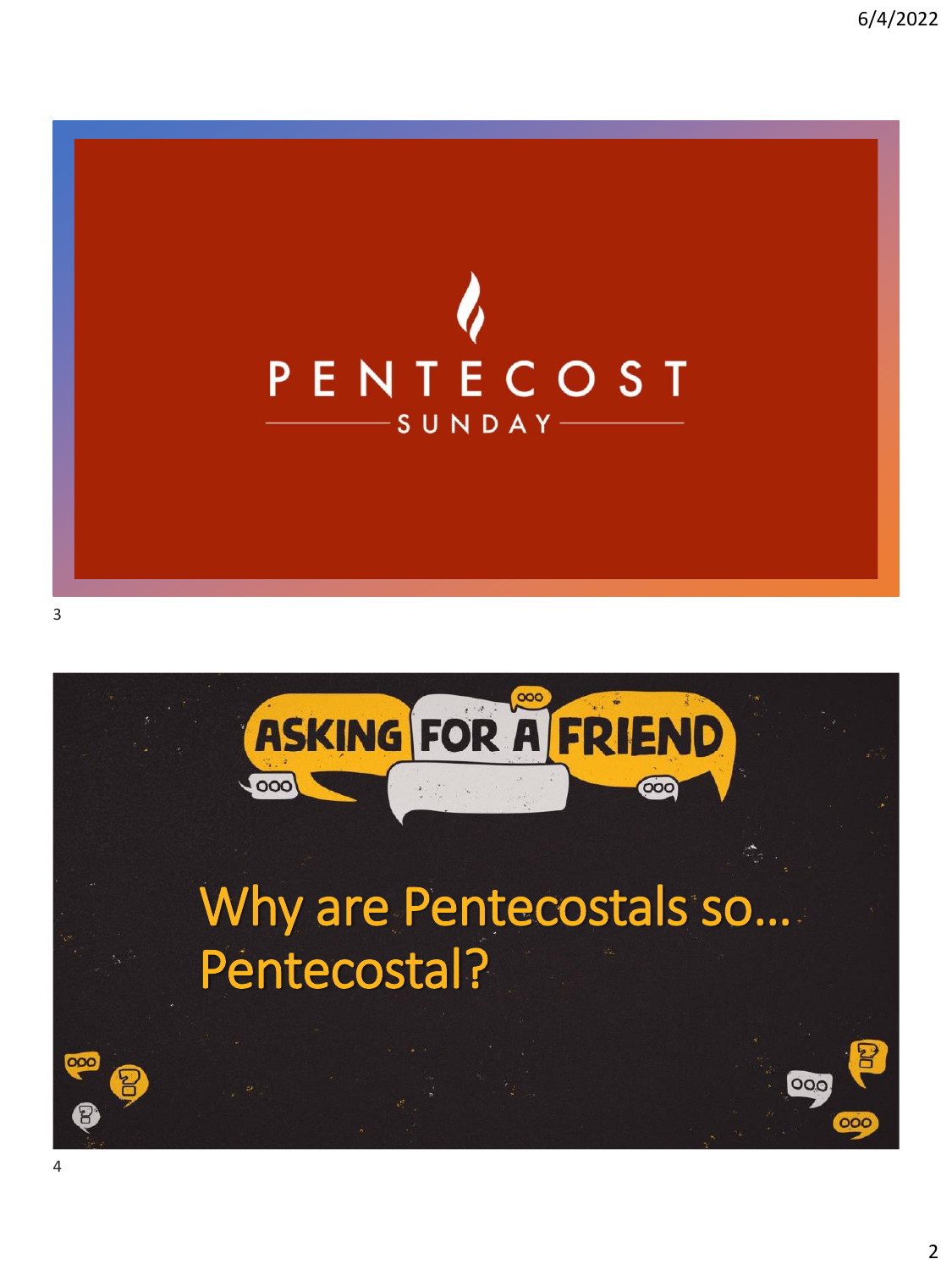# PENTECOST

SUNDAY

# ASKING FOR A FRIEND

Why are Pentecostals so… Pentecostal?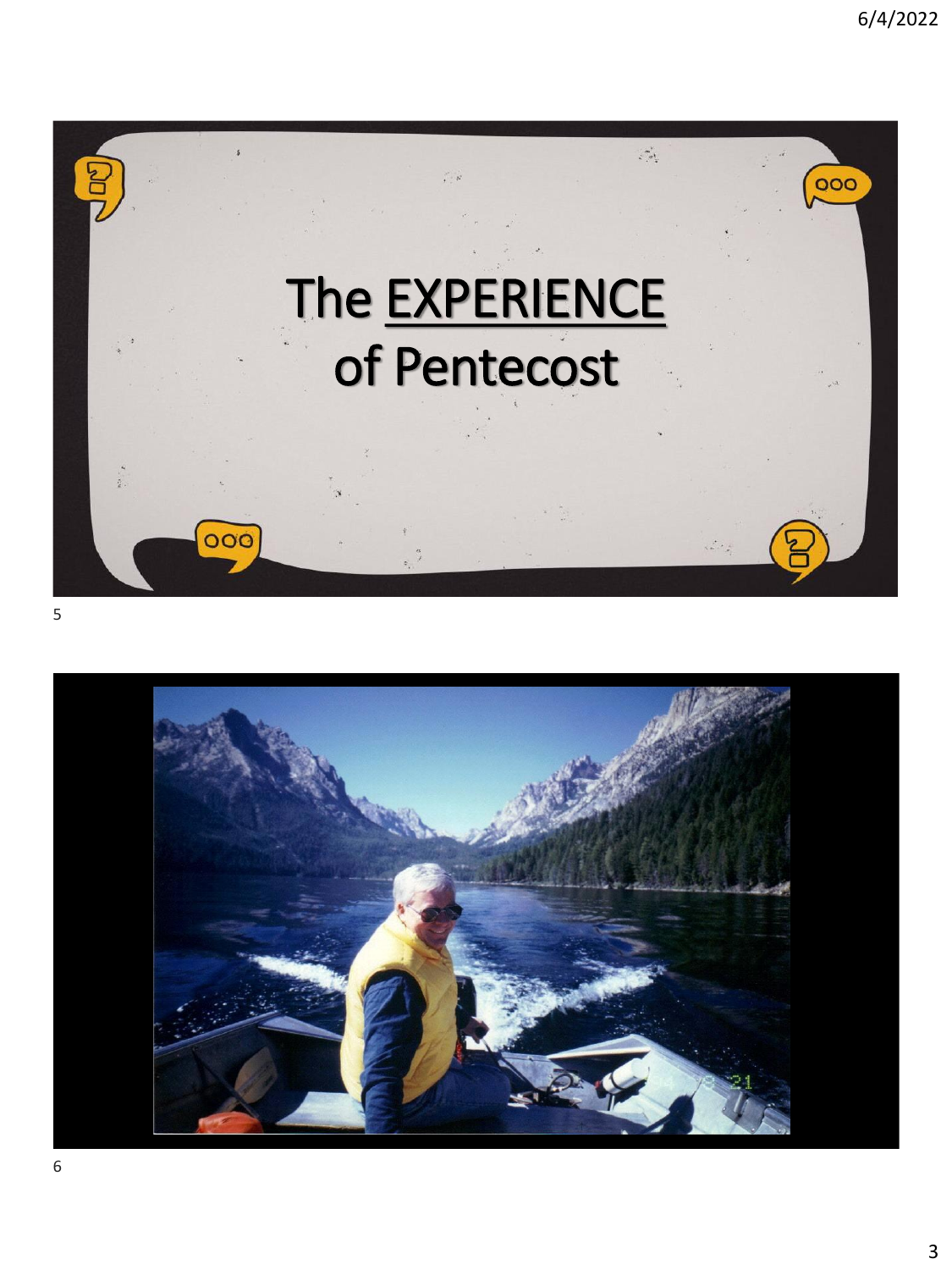# The EXPERIENCE of Pentecost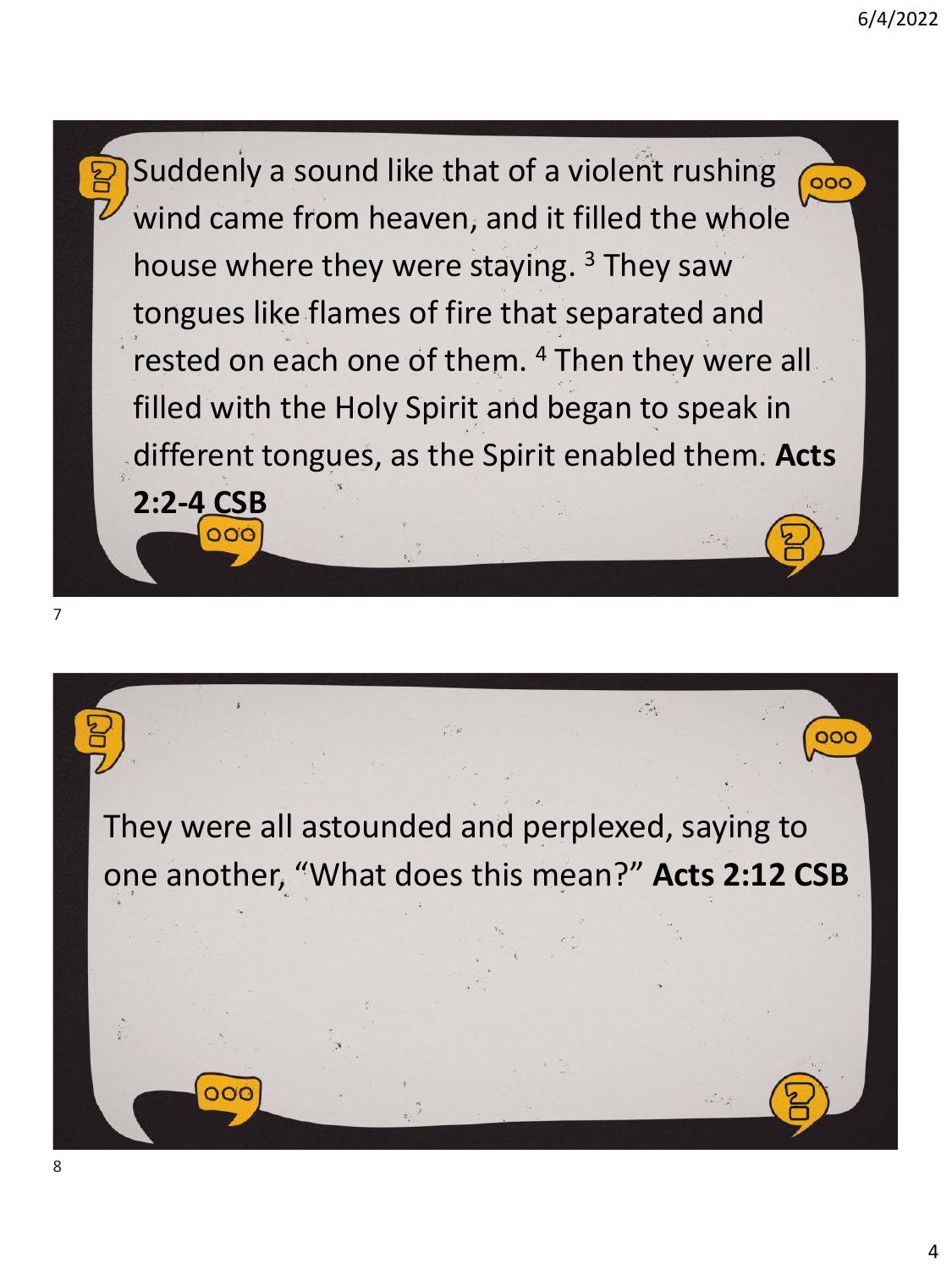Suddenly a sound like that of a violent rushing wind came from heaven, and it filled the whole house where they were staying. [3] They saw tongues like flames of fire that separated and rested on each one of them. [4] Then they were all filled with the Holy Spirit and began to speak in different tongues, as the Spirit enabled them. **Acts 2:2-4 CSB**

They were all astounded and perplexed, saying to one another, "What does this mean?" **Acts 2:12 CSB**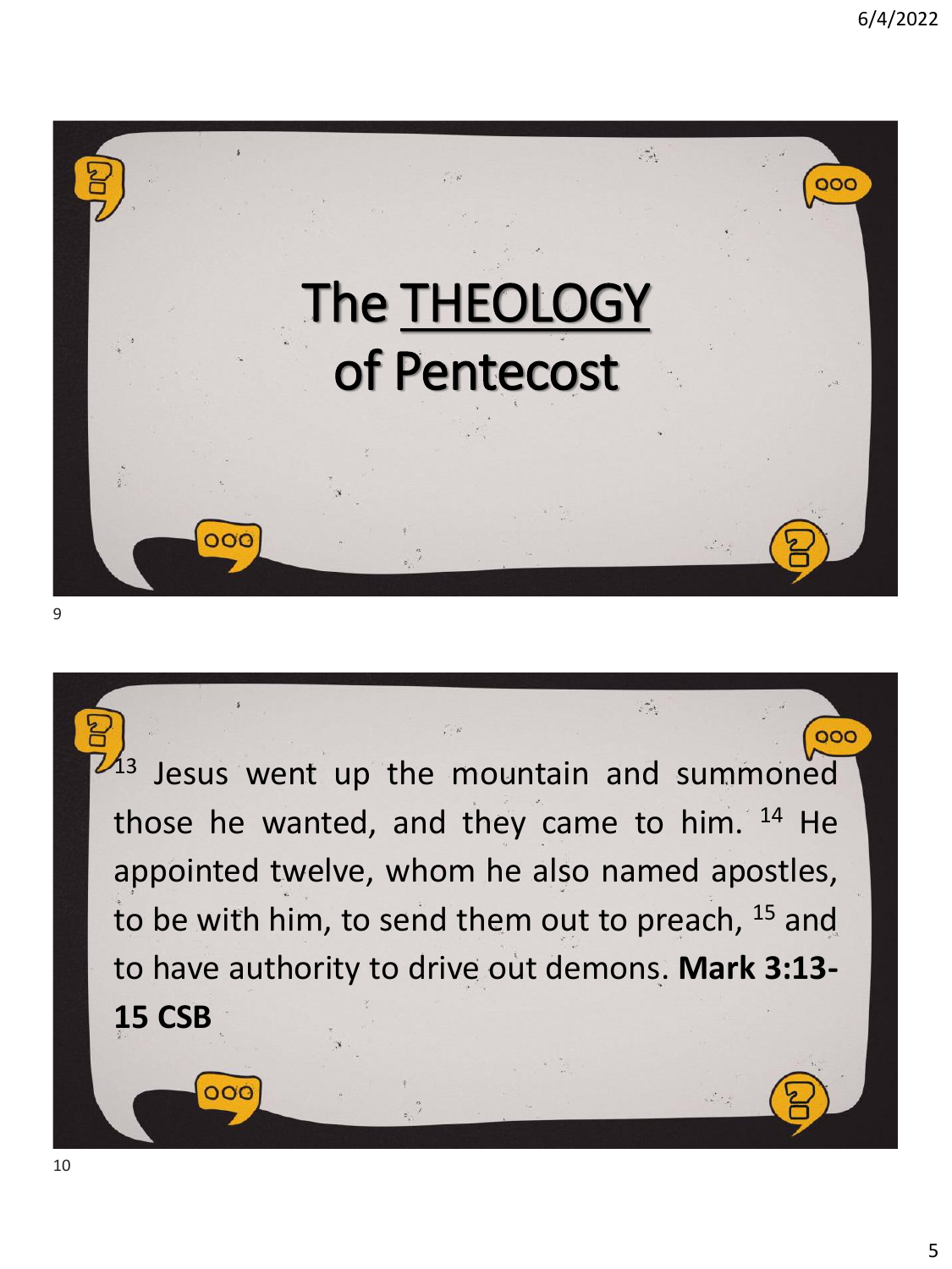# The THEOLOGY of Pentecost

[13] Jesus went up the mountain and summoned those he wanted, and they came to him. [14] He appointed twelve, whom he also named apostles, to be with him, to send them out to preach, [15] and to have authority to drive out demons. **Mark 3:13-15 CSB**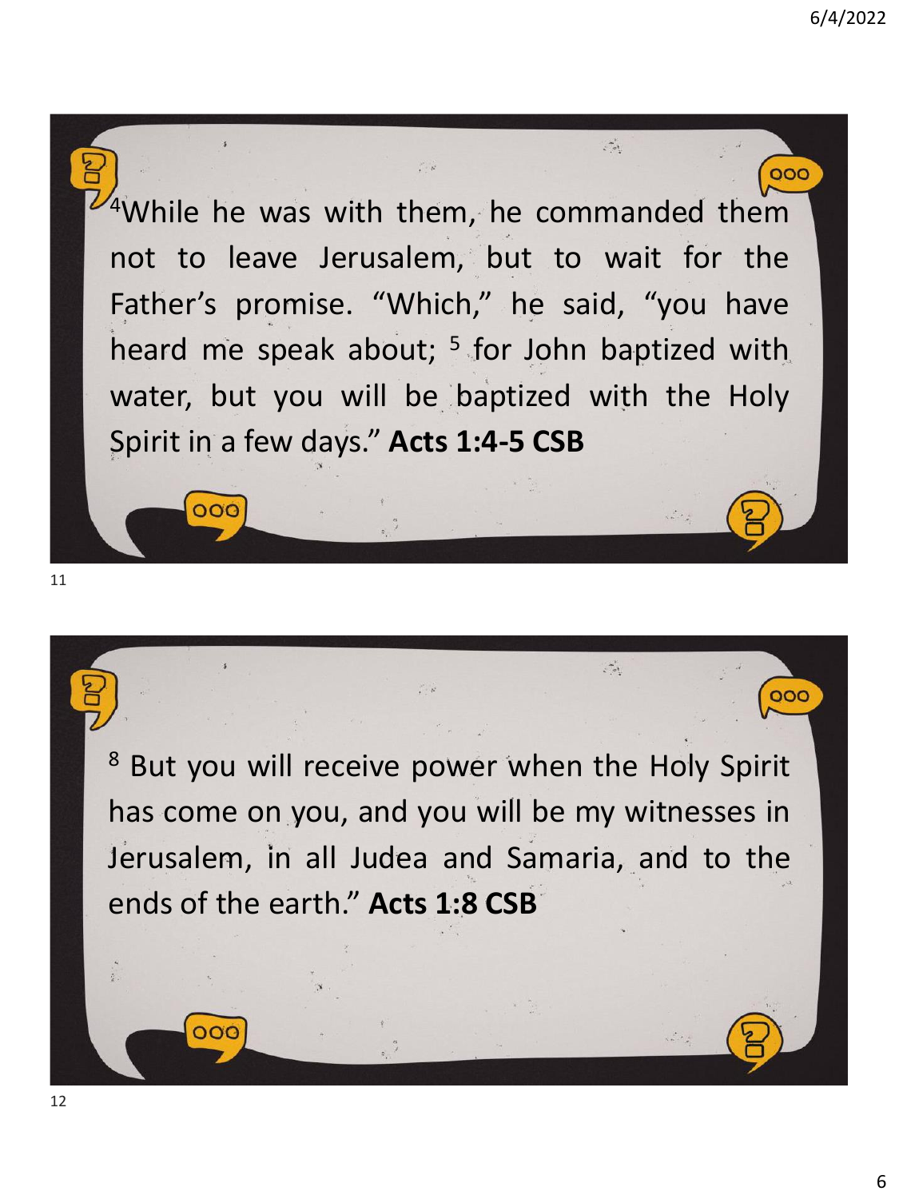[4]While he was with them, he commanded them not to leave Jerusalem, but to wait for the Father's promise. "Which," he said, "you have heard me speak about; [5] for John baptized with water, but you will be baptized with the Holy Spirit in a few days." **Acts 1:4-5 CSB**

[8] But you will receive power when the Holy Spirit has come on you, and you will be my witnesses in Jerusalem, in all Judea and Samaria, and to the ends of the earth." **Acts 1:8 CSB**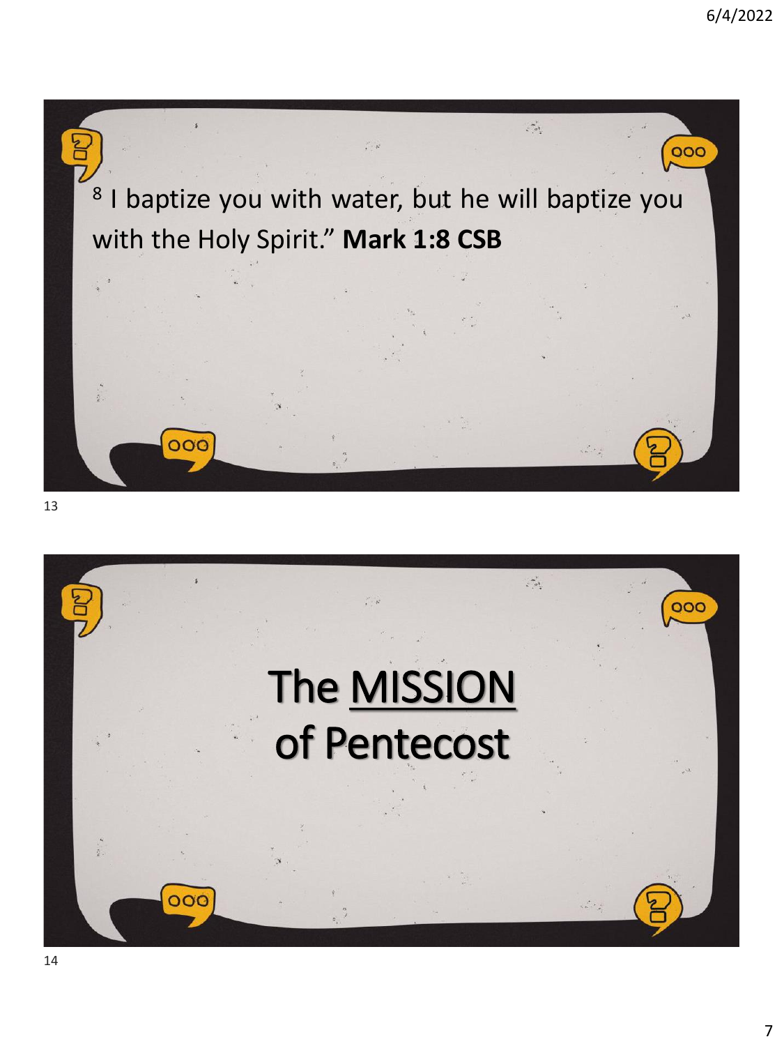[8] I baptize you with water, but he will baptize you with the Holy Spirit." **Mark 1:8 CSB**

# The MISSION of Pentecost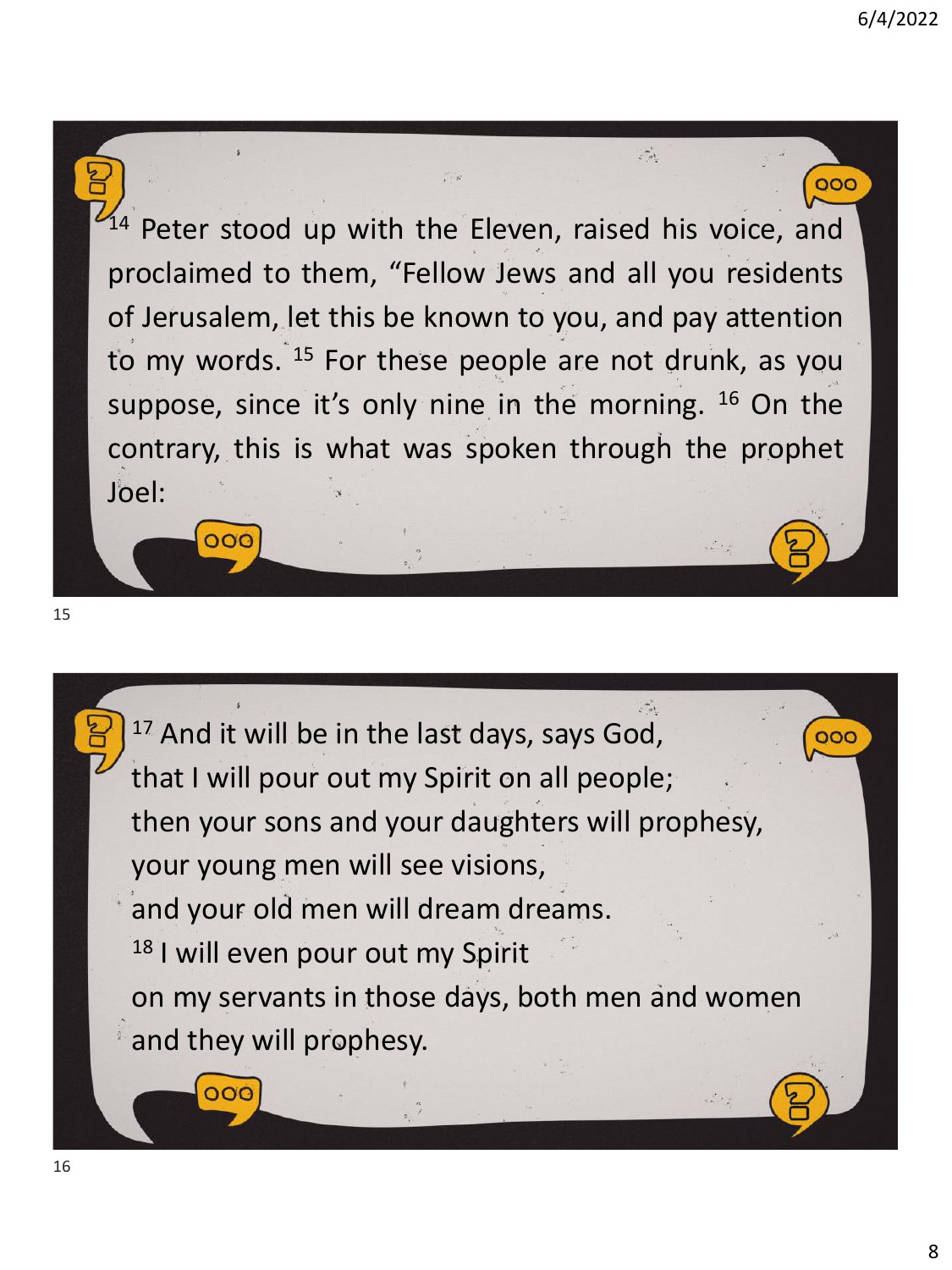[14] Peter stood up with the Eleven, raised his voice, and proclaimed to them, "Fellow Jews and all you residents of Jerusalem, let this be known to you, and pay attention to my words. [15] For these people are not drunk, as you suppose, since it's only nine in the morning. [16] On the contrary, this is what was spoken through the prophet Joel:

[17] And it will be in the last days, says God,
that I will pour out my Spirit on all people;
then your sons and your daughters will prophesy,
your young men will see visions,
and your old men will dream dreams.
[18] I will even pour out my Spirit
on my servants in those days, both men and women
and they will prophesy.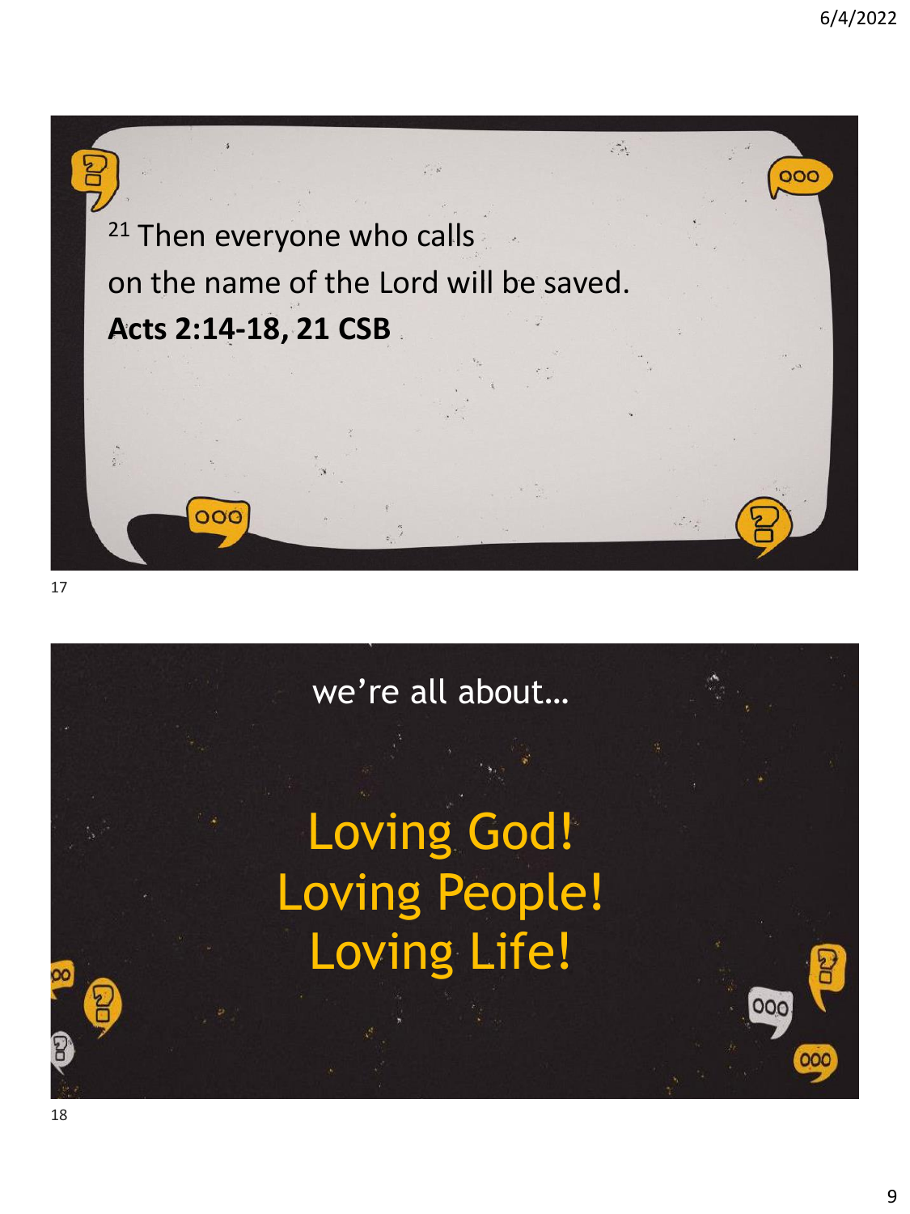[21] Then everyone who calls on the name of the Lord will be saved.

**Acts 2:14-18, 21 CSB**

we're all about…

Loving God!
Loving People!
Loving Life!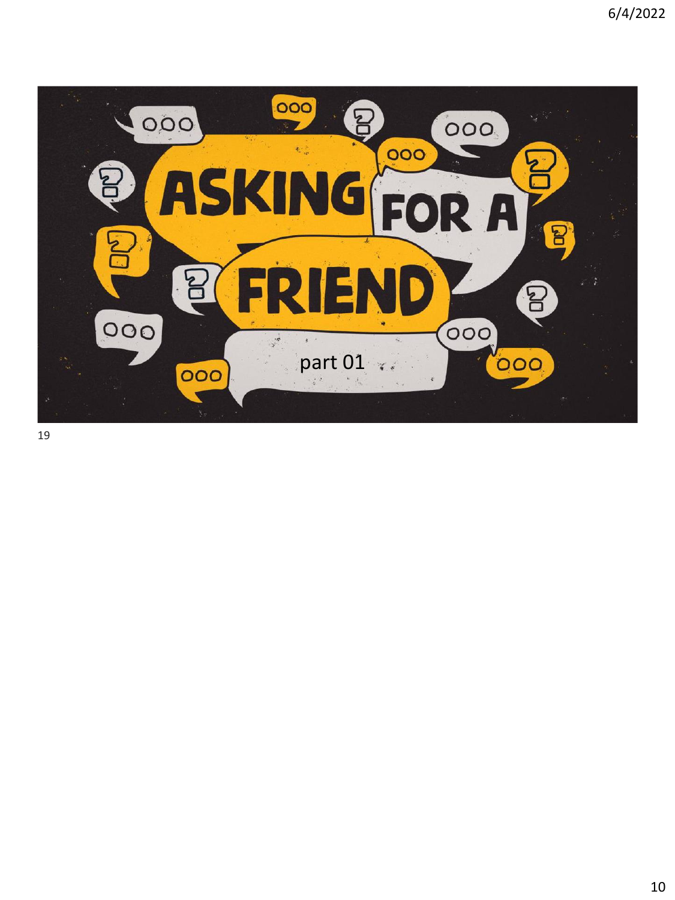# ASKING FOR A FRIEND

part 01